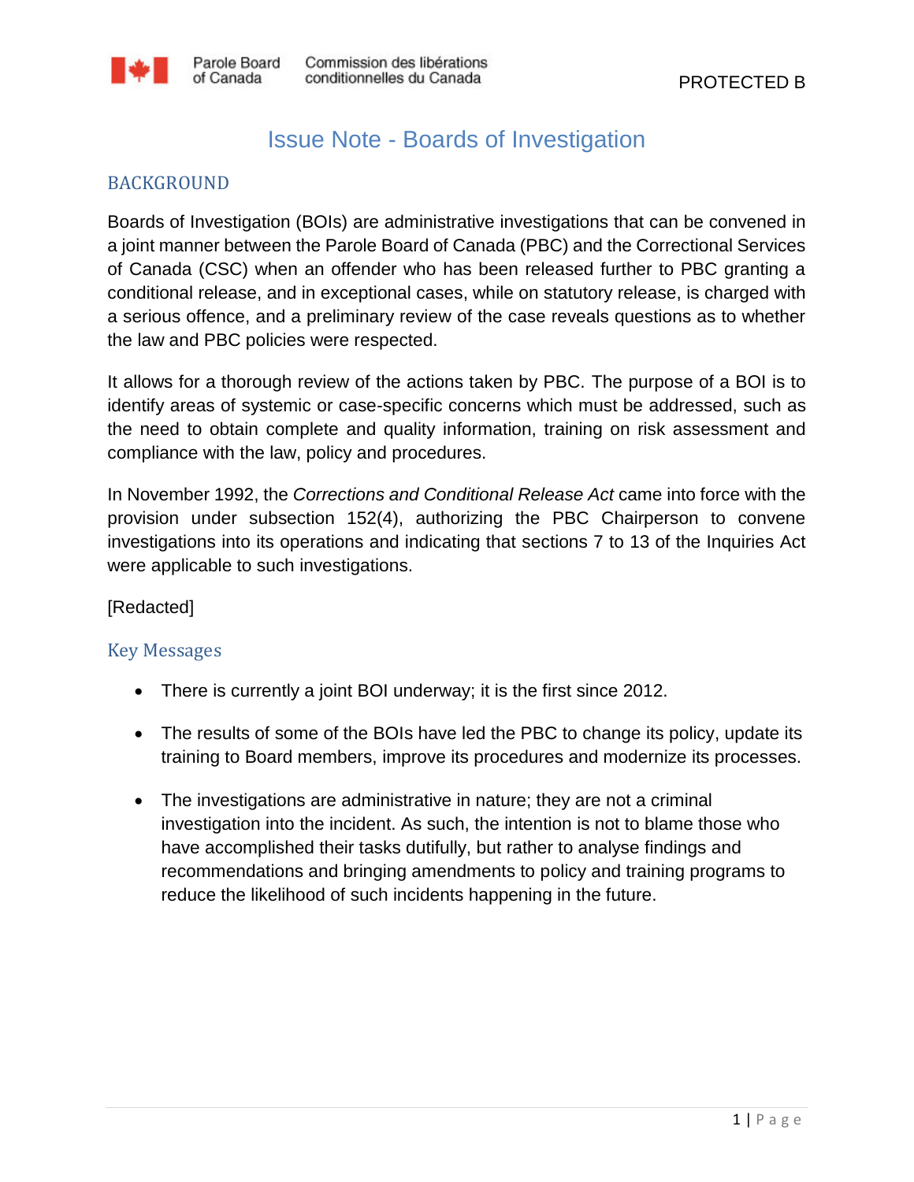PROTECTED B

# Issue Note - Boards of Investigation

## BACKGROUND

Boards of Investigation (BOIs) are administrative investigations that can be convened in a joint manner between the Parole Board of Canada (PBC) and the Correctional Services of Canada (CSC) when an offender who has been released further to PBC granting a conditional release, and in exceptional cases, while on statutory release, is charged with a serious offence, and a preliminary review of the case reveals questions as to whether the law and PBC policies were respected.

It allows for a thorough review of the actions taken by PBC. The purpose of a BOI is to identify areas of systemic or case-specific concerns which must be addressed, such as the need to obtain complete and quality information, training on risk assessment and compliance with the law, policy and procedures.

In November 1992, the *Corrections and Conditional Release Act* came into force with the provision under subsection 152(4), authorizing the PBC Chairperson to convene investigations into its operations and indicating that sections 7 to 13 of the Inquiries Act were applicable to such investigations.

[Redacted]

## Key Messages

- There is currently a joint BOI underway; it is the first since 2012.
- The results of some of the BOIs have led the PBC to change its policy, update its training to Board members, improve its procedures and modernize its processes.
- The investigations are administrative in nature; they are not a criminal investigation into the incident. As such, the intention is not to blame those who have accomplished their tasks dutifully, but rather to analyse findings and recommendations and bringing amendments to policy and training programs to reduce the likelihood of such incidents happening in the future.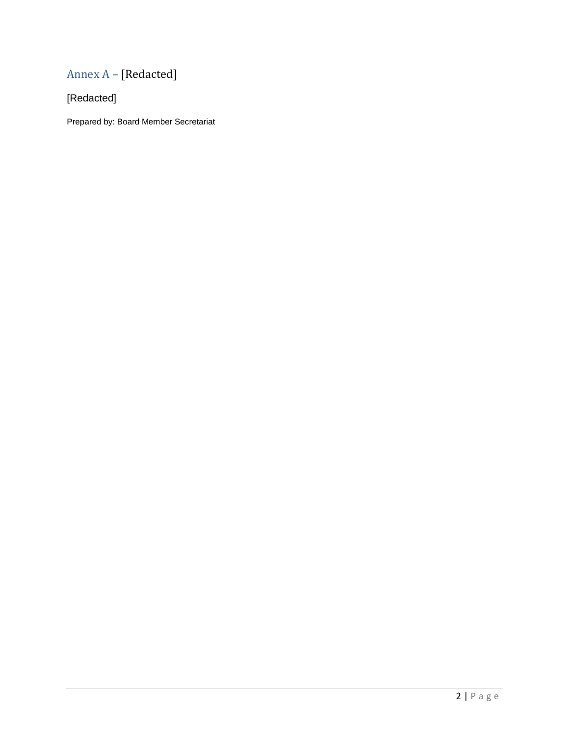## Annex A – [Redacted]

[Redacted]

Prepared by: Board Member Secretariat